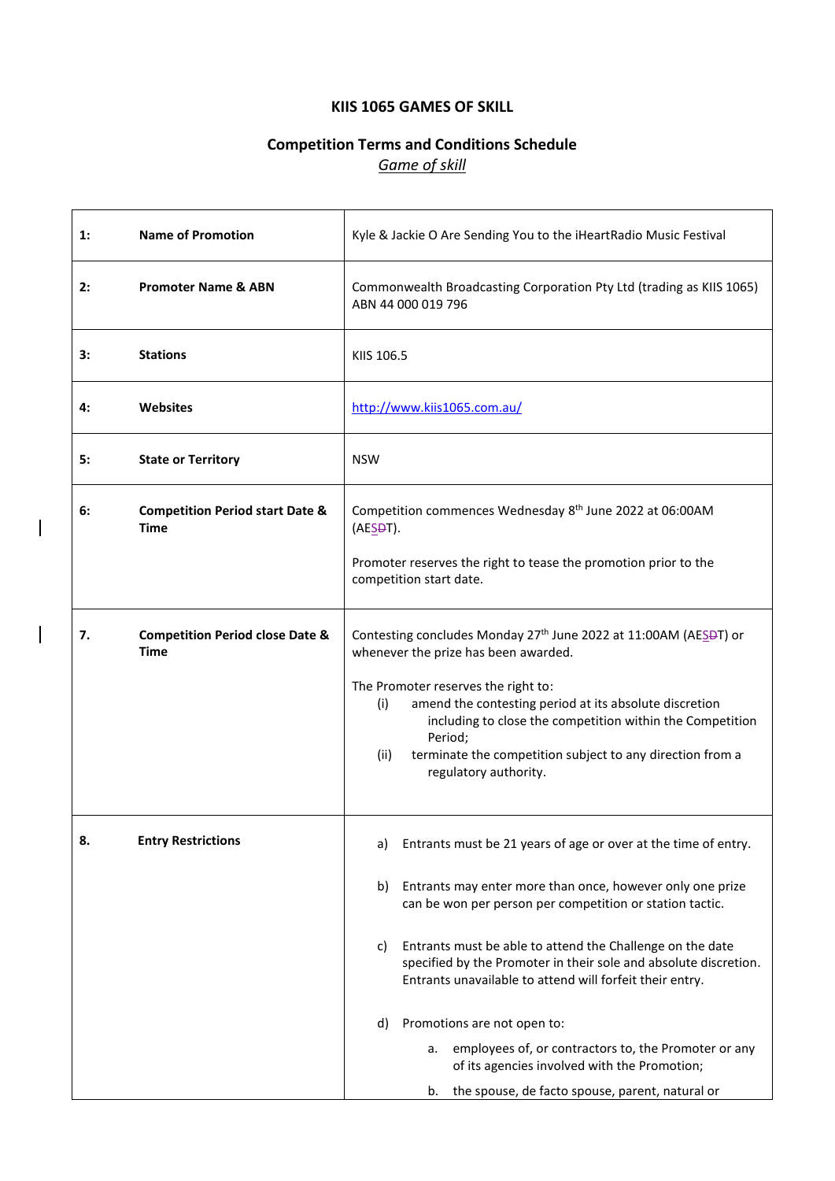# KIIS 1065 GAMES OF SKILL

## Competition Terms and Conditions Schedule

*Game of skill*

| | | |
|---|---|---|
| **1:** | **Name of Promotion** | Kyle & Jackie O Are Sending You to the iHeartRadio Music Festival |
| **2:** | **Promoter Name & ABN** | Commonwealth Broadcasting Corporation Pty Ltd (trading as KIIS 1065) ABN 44 000 019 796 |
| **3:** | **Stations** | KIIS 106.5 |
| **4:** | **Websites** | http://www.kiis1065.com.au/ |
| **5:** | **State or Territory** | NSW |
| **6:** | **Competition Period start Date & Time** | Competition commences Wednesday 8th June 2022 at 06:00AM (AESDT).<br><br>Promoter reserves the right to tease the promotion prior to the competition start date. |
| **7.** | **Competition Period close Date & Time** | Contesting concludes Monday 27th June 2022 at 11:00AM (AESDT) or whenever the prize has been awarded.<br><br>The Promoter reserves the right to:<br>(i) amend the contesting period at its absolute discretion including to close the competition within the Competition Period;<br>(ii) terminate the competition subject to any direction from a regulatory authority. |
| **8.** | **Entry Restrictions** | a) Entrants must be 21 years of age or over at the time of entry.<br><br>b) Entrants may enter more than once, however only one prize can be won per person per competition or station tactic.<br><br>c) Entrants must be able to attend the Challenge on the date specified by the Promoter in their sole and absolute discretion. Entrants unavailable to attend will forfeit their entry.<br><br>d) Promotions are not open to:<br>a. employees of, or contractors to, the Promoter or any of its agencies involved with the Promotion;<br>b. the spouse, de facto spouse, parent, natural or |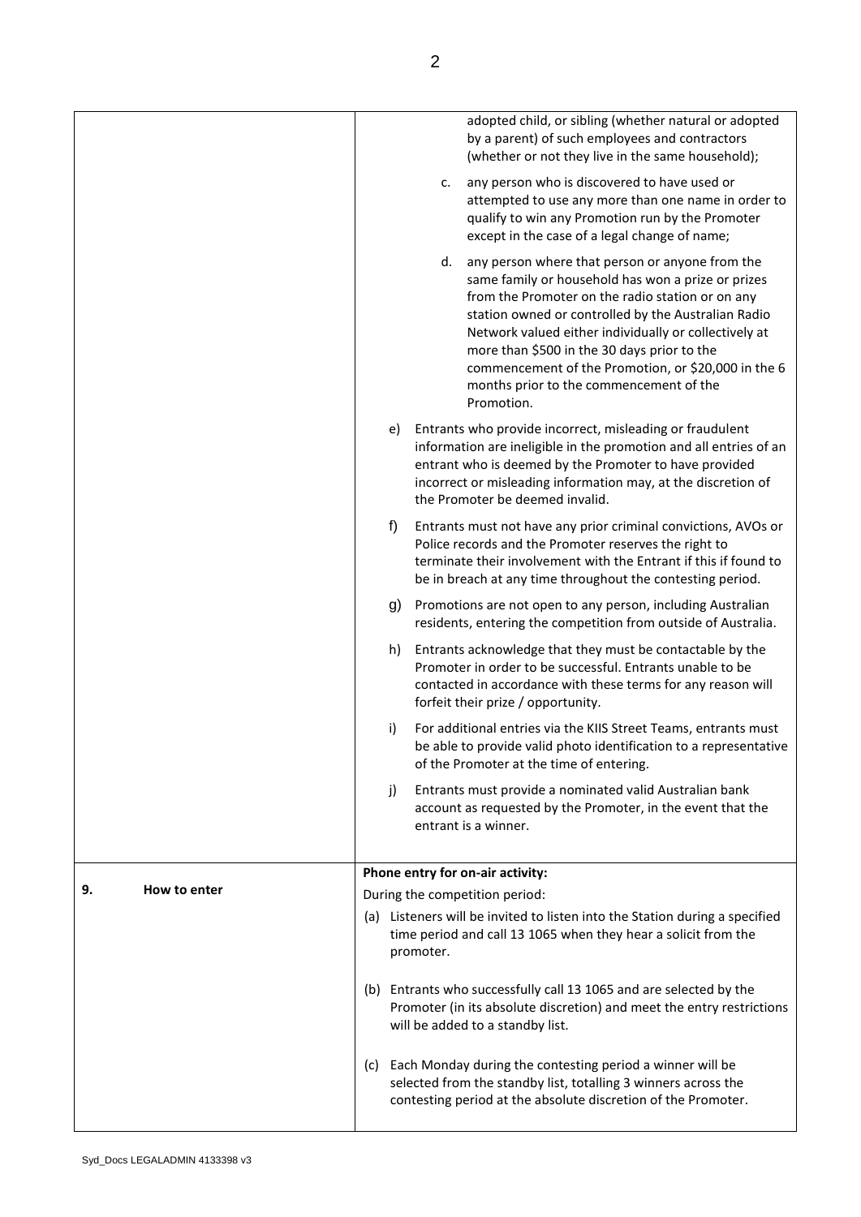| | |
|---|---|
| | adopted child, or sibling (whether natural or adopted by a parent) of such employees and contractors (whether or not they live in the same household);<br><br>c. any person who is discovered to have used or attempted to use any more than one name in order to qualify to win any Promotion run by the Promoter except in the case of a legal change of name;<br><br>d. any person where that person or anyone from the same family or household has won a prize or prizes from the Promoter on the radio station or on any station owned or controlled by the Australian Radio Network valued either individually or collectively at more than $500 in the 30 days prior to the commencement of the Promotion, or $20,000 in the 6 months prior to the commencement of the Promotion.<br><br>e) Entrants who provide incorrect, misleading or fraudulent information are ineligible in the promotion and all entries of an entrant who is deemed by the Promoter to have provided incorrect or misleading information may, at the discretion of the Promoter be deemed invalid.<br><br>f) Entrants must not have any prior criminal convictions, AVOs or Police records and the Promoter reserves the right to terminate their involvement with the Entrant if this if found to be in breach at any time throughout the contesting period.<br><br>g) Promotions are not open to any person, including Australian residents, entering the competition from outside of Australia.<br><br>h) Entrants acknowledge that they must be contactable by the Promoter in order to be successful. Entrants unable to be contacted in accordance with these terms for any reason will forfeit their prize / opportunity.<br><br>i) For additional entries via the KIIS Street Teams, entrants must be able to provide valid photo identification to a representative of the Promoter at the time of entering.<br><br>j) Entrants must provide a nominated valid Australian bank account as requested by the Promoter, in the event that the entrant is a winner. |
| **9. How to enter** | **Phone entry for on-air activity:**<br><br>During the competition period:<br><br>(a) Listeners will be invited to listen into the Station during a specified time period and call 13 1065 when they hear a solicit from the promoter.<br><br>(b) Entrants who successfully call 13 1065 and are selected by the Promoter (in its absolute discretion) and meet the entry restrictions will be added to a standby list.<br><br>(c) Each Monday during the contesting period a winner will be selected from the standby list, totalling 3 winners across the contesting period at the absolute discretion of the Promoter. |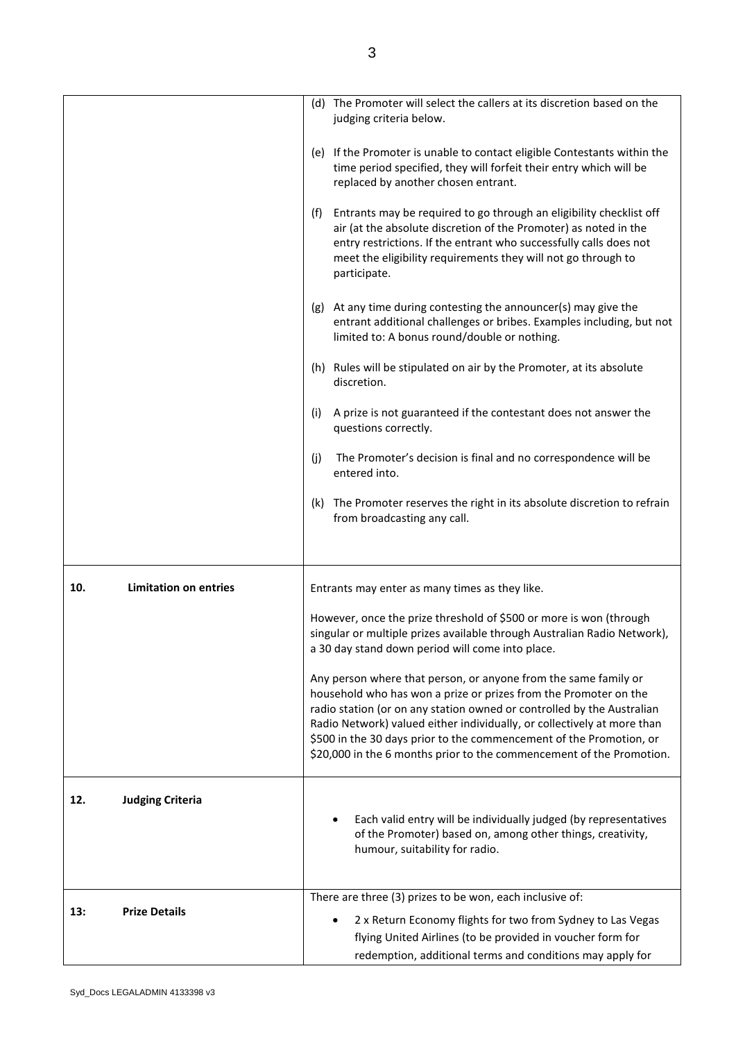| | |
|---|---|
| | (d) The Promoter will select the callers at its discretion based on the judging criteria below.<br><br>(e) If the Promoter is unable to contact eligible Contestants within the time period specified, they will forfeit their entry which will be replaced by another chosen entrant.<br><br>(f) Entrants may be required to go through an eligibility checklist off air (at the absolute discretion of the Promoter) as noted in the entry restrictions. If the entrant who successfully calls does not meet the eligibility requirements they will not go through to participate.<br><br>(g) At any time during contesting the announcer(s) may give the entrant additional challenges or bribes. Examples including, but not limited to: A bonus round/double or nothing.<br><br>(h) Rules will be stipulated on air by the Promoter, at its absolute discretion.<br><br>(i) A prize is not guaranteed if the contestant does not answer the questions correctly.<br><br>(j) The Promoter's decision is final and no correspondence will be entered into.<br><br>(k) The Promoter reserves the right in its absolute discretion to refrain from broadcasting any call. |
| **10. Limitation on entries** | Entrants may enter as many times as they like.<br><br>However, once the prize threshold of $500 or more is won (through singular or multiple prizes available through Australian Radio Network), a 30 day stand down period will come into place.<br><br>Any person where that person, or anyone from the same family or household who has won a prize or prizes from the Promoter on the radio station (or on any station owned or controlled by the Australian Radio Network) valued either individually, or collectively at more than $500 in the 30 days prior to the commencement of the Promotion, or $20,000 in the 6 months prior to the commencement of the Promotion. |
| **12. Judging Criteria** | • Each valid entry will be individually judged (by representatives of the Promoter) based on, among other things, creativity, humour, suitability for radio. |
| **13: Prize Details** | There are three (3) prizes to be won, each inclusive of:<br><br>• 2 x Return Economy flights for two from Sydney to Las Vegas flying United Airlines (to be provided in voucher form for redemption, additional terms and conditions may apply for |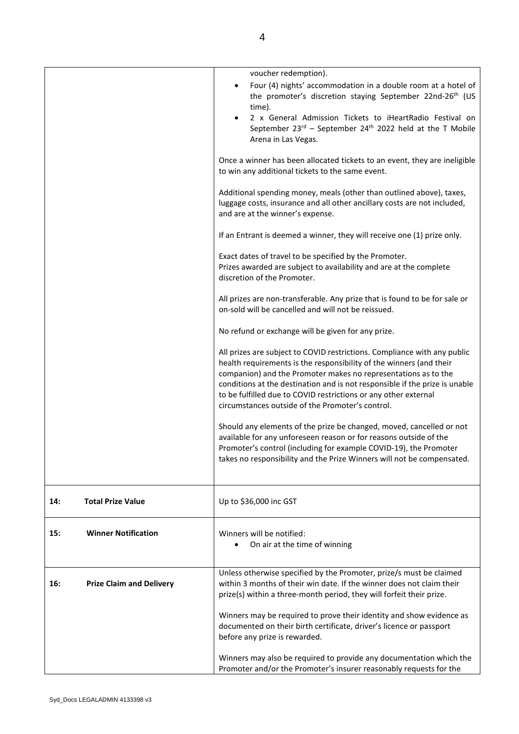| | |
|---|---|
| | voucher redemption).<br>• Four (4) nights' accommodation in a double room at a hotel of the promoter's discretion staying September 22nd-26th (US time).<br>• 2 x General Admission Tickets to iHeartRadio Festival on September 23rd – September 24th 2022 held at the T Mobile Arena in Las Vegas.<br><br>Once a winner has been allocated tickets to an event, they are ineligible to win any additional tickets to the same event.<br><br>Additional spending money, meals (other than outlined above), taxes, luggage costs, insurance and all other ancillary costs are not included, and are at the winner's expense.<br><br>If an Entrant is deemed a winner, they will receive one (1) prize only.<br><br>Exact dates of travel to be specified by the Promoter.<br>Prizes awarded are subject to availability and are at the complete discretion of the Promoter.<br><br>All prizes are non-transferable. Any prize that is found to be for sale or on-sold will be cancelled and will not be reissued.<br><br>No refund or exchange will be given for any prize.<br><br>All prizes are subject to COVID restrictions. Compliance with any public health requirements is the responsibility of the winners (and their companion) and the Promoter makes no representations as to the conditions at the destination and is not responsible if the prize is unable to be fulfilled due to COVID restrictions or any other external circumstances outside of the Promoter's control.<br><br>Should any elements of the prize be changed, moved, cancelled or not available for any unforeseen reason or for reasons outside of the Promoter's control (including for example COVID-19), the Promoter takes no responsibility and the Prize Winners will not be compensated. |
| **14: Total Prize Value** | Up to $36,000 inc GST |
| **15: Winner Notification** | Winners will be notified:<br>• On air at the time of winning |
| **16: Prize Claim and Delivery** | Unless otherwise specified by the Promoter, prize/s must be claimed within 3 months of their win date. If the winner does not claim their prize(s) within a three-month period, they will forfeit their prize.<br><br>Winners may be required to prove their identity and show evidence as documented on their birth certificate, driver's licence or passport before any prize is rewarded.<br><br>Winners may also be required to provide any documentation which the Promoter and/or the Promoter's insurer reasonably requests for the |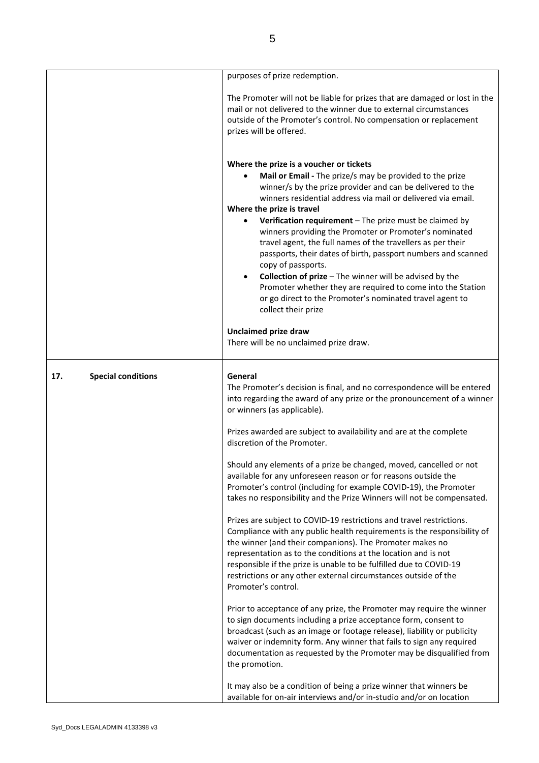| | |
|---|---|
| | purposes of prize redemption.<br><br>The Promoter will not be liable for prizes that are damaged or lost in the mail or not delivered to the winner due to external circumstances outside of the Promoter's control. No compensation or replacement prizes will be offered.<br><br>**Where the prize is a voucher or tickets**<br>• **Mail or Email -** The prize/s may be provided to the prize winner/s by the prize provider and can be delivered to the winners residential address via mail or delivered via email.<br>**Where the prize is travel**<br>• **Verification requirement** – The prize must be claimed by winners providing the Promoter or Promoter's nominated travel agent, the full names of the travellers as per their passports, their dates of birth, passport numbers and scanned copy of passports.<br>• **Collection of prize** – The winner will be advised by the Promoter whether they are required to come into the Station or go direct to the Promoter's nominated travel agent to collect their prize<br><br>**Unclaimed prize draw**<br>There will be no unclaimed prize draw. |
| **17. Special conditions** | **General**<br>The Promoter's decision is final, and no correspondence will be entered into regarding the award of any prize or the pronouncement of a winner or winners (as applicable).<br><br>Prizes awarded are subject to availability and are at the complete discretion of the Promoter.<br><br>Should any elements of a prize be changed, moved, cancelled or not available for any unforeseen reason or for reasons outside the Promoter's control (including for example COVID-19), the Promoter takes no responsibility and the Prize Winners will not be compensated.<br><br>Prizes are subject to COVID-19 restrictions and travel restrictions. Compliance with any public health requirements is the responsibility of the winner (and their companions). The Promoter makes no representation as to the conditions at the location and is not responsible if the prize is unable to be fulfilled due to COVID-19 restrictions or any other external circumstances outside of the Promoter's control.<br><br>Prior to acceptance of any prize, the Promoter may require the winner to sign documents including a prize acceptance form, consent to broadcast (such as an image or footage release), liability or publicity waiver or indemnity form. Any winner that fails to sign any required documentation as requested by the Promoter may be disqualified from the promotion.<br><br>It may also be a condition of being a prize winner that winners be available for on-air interviews and/or in-studio and/or on location |

Syd_Docs LEGALADMIN 4133398 v3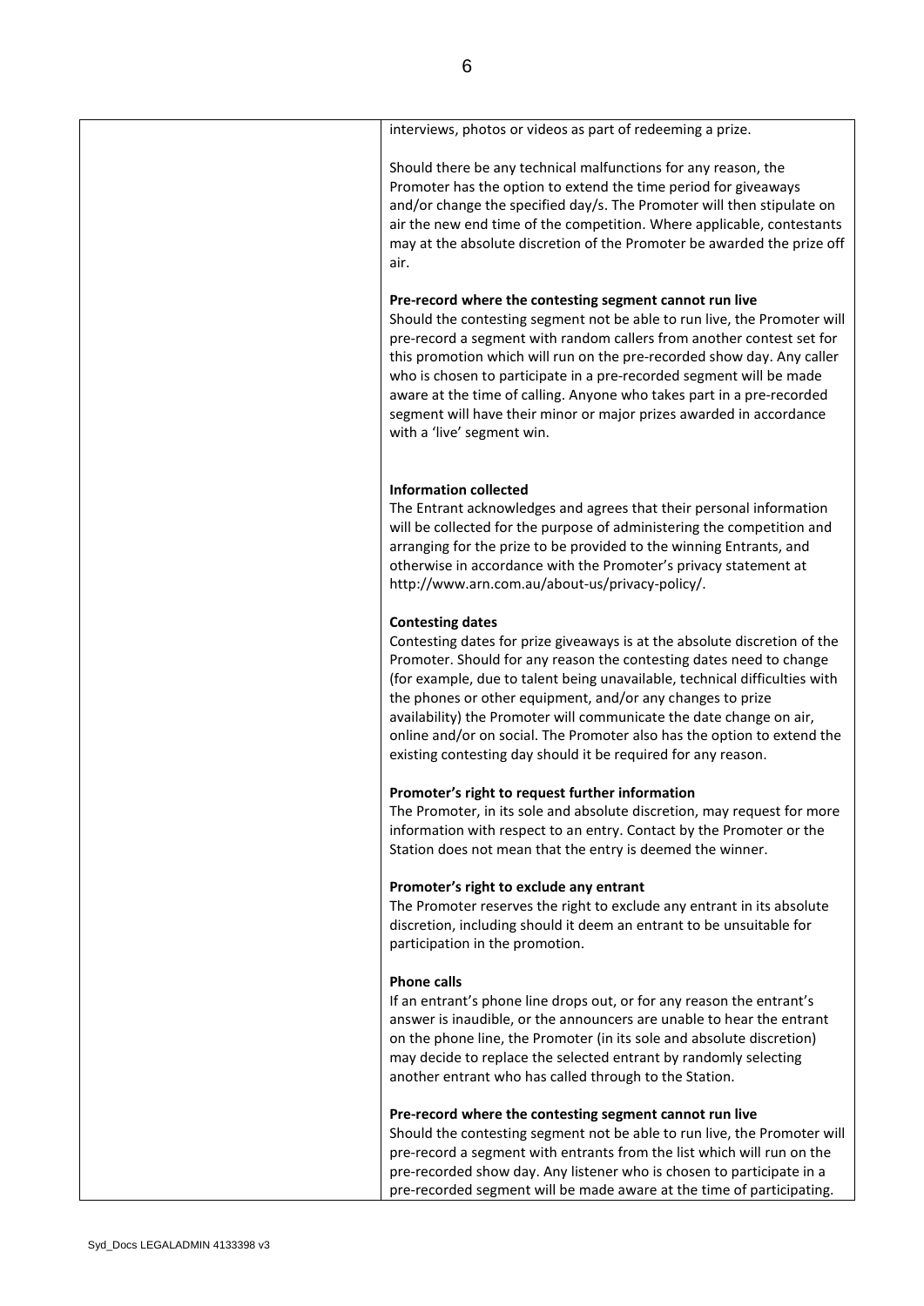| | interviews, photos or videos as part of redeeming a prize.<br><br>Should there be any technical malfunctions for any reason, the Promoter has the option to extend the time period for giveaways and/or change the specified day/s. The Promoter will then stipulate on air the new end time of the competition. Where applicable, contestants may at the absolute discretion of the Promoter be awarded the prize off air.<br><br>**Pre-record where the contesting segment cannot run live**<br>Should the contesting segment not be able to run live, the Promoter will pre-record a segment with random callers from another contest set for this promotion which will run on the pre-recorded show day. Any caller who is chosen to participate in a pre-recorded segment will be made aware at the time of calling. Anyone who takes part in a pre-recorded segment will have their minor or major prizes awarded in accordance with a 'live' segment win.<br><br>**Information collected**<br>The Entrant acknowledges and agrees that their personal information will be collected for the purpose of administering the competition and arranging for the prize to be provided to the winning Entrants, and otherwise in accordance with the Promoter's privacy statement at http://www.arn.com.au/about-us/privacy-policy/.<br><br>**Contesting dates**<br>Contesting dates for prize giveaways is at the absolute discretion of the Promoter. Should for any reason the contesting dates need to change (for example, due to talent being unavailable, technical difficulties with the phones or other equipment, and/or any changes to prize availability) the Promoter will communicate the date change on air, online and/or on social. The Promoter also has the option to extend the existing contesting day should it be required for any reason.<br><br>**Promoter's right to request further information**<br>The Promoter, in its sole and absolute discretion, may request for more information with respect to an entry. Contact by the Promoter or the Station does not mean that the entry is deemed the winner.<br><br>**Promoter's right to exclude any entrant**<br>The Promoter reserves the right to exclude any entrant in its absolute discretion, including should it deem an entrant to be unsuitable for participation in the promotion.<br><br>**Phone calls**<br>If an entrant's phone line drops out, or for any reason the entrant's answer is inaudible, or the announcers are unable to hear the entrant on the phone line, the Promoter (in its sole and absolute discretion) may decide to replace the selected entrant by randomly selecting another entrant who has called through to the Station.<br><br>**Pre-record where the contesting segment cannot run live**<br>Should the contesting segment not be able to run live, the Promoter will pre-record a segment with entrants from the list which will run on the pre-recorded show day. Any listener who is chosen to participate in a pre-recorded segment will be made aware at the time of participating. |
|---|---|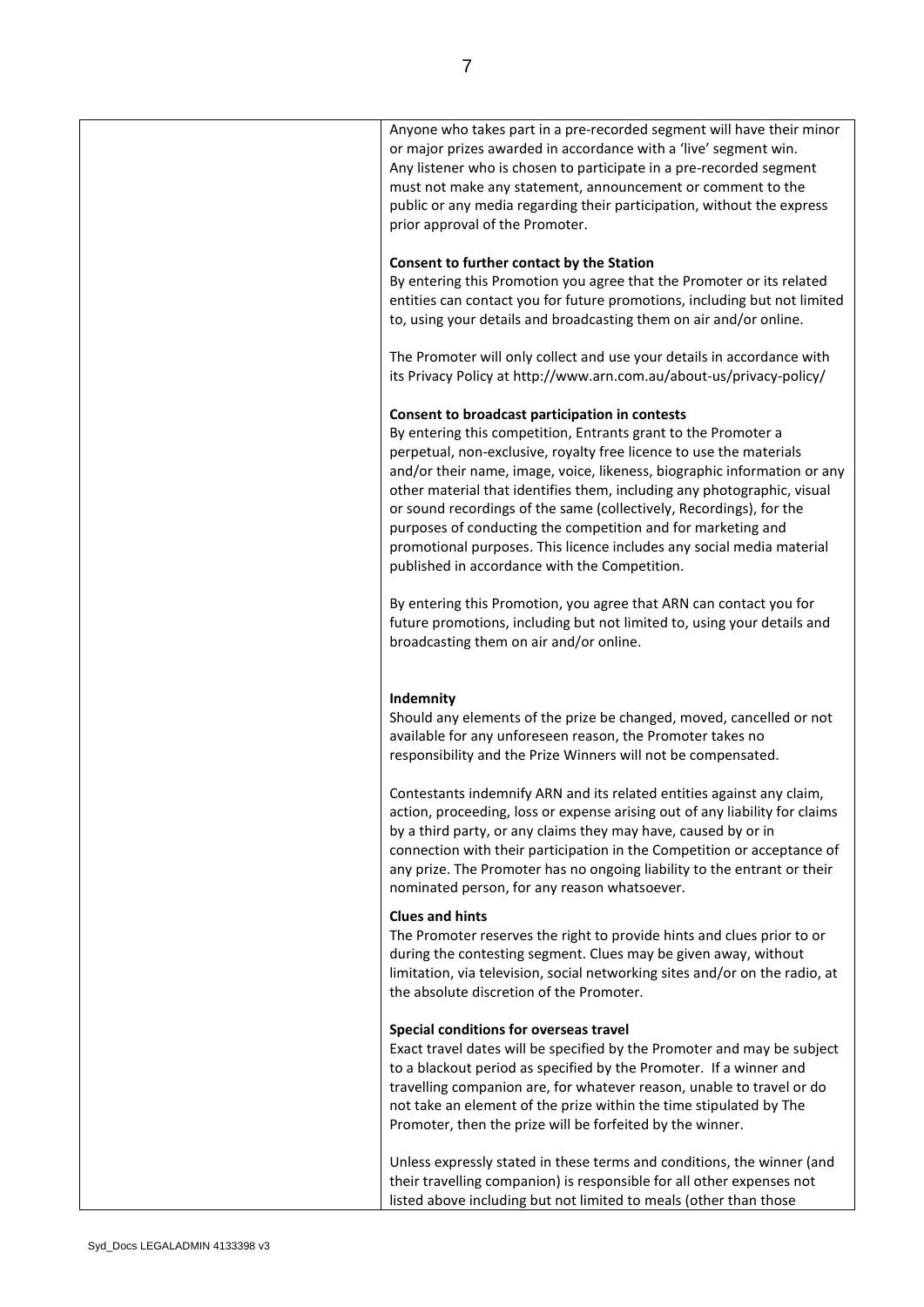Anyone who takes part in a pre-recorded segment will have their minor or major prizes awarded in accordance with a 'live' segment win. Any listener who is chosen to participate in a pre-recorded segment must not make any statement, announcement or comment to the public or any media regarding their participation, without the express prior approval of the Promoter.

**Consent to further contact by the Station**

By entering this Promotion you agree that the Promoter or its related entities can contact you for future promotions, including but not limited to, using your details and broadcasting them on air and/or online.

The Promoter will only collect and use your details in accordance with its Privacy Policy at http://www.arn.com.au/about-us/privacy-policy/

**Consent to broadcast participation in contests**

By entering this competition, Entrants grant to the Promoter a perpetual, non-exclusive, royalty free licence to use the materials and/or their name, image, voice, likeness, biographic information or any other material that identifies them, including any photographic, visual or sound recordings of the same (collectively, Recordings), for the purposes of conducting the competition and for marketing and promotional purposes. This licence includes any social media material published in accordance with the Competition.

By entering this Promotion, you agree that ARN can contact you for future promotions, including but not limited to, using your details and broadcasting them on air and/or online.

**Indemnity**

Should any elements of the prize be changed, moved, cancelled or not available for any unforeseen reason, the Promoter takes no responsibility and the Prize Winners will not be compensated.

Contestants indemnify ARN and its related entities against any claim, action, proceeding, loss or expense arising out of any liability for claims by a third party, or any claims they may have, caused by or in connection with their participation in the Competition or acceptance of any prize. The Promoter has no ongoing liability to the entrant or their nominated person, for any reason whatsoever.

**Clues and hints**

The Promoter reserves the right to provide hints and clues prior to or during the contesting segment. Clues may be given away, without limitation, via television, social networking sites and/or on the radio, at the absolute discretion of the Promoter.

**Special conditions for overseas travel**

Exact travel dates will be specified by the Promoter and may be subject to a blackout period as specified by the Promoter. If a winner and travelling companion are, for whatever reason, unable to travel or do not take an element of the prize within the time stipulated by The Promoter, then the prize will be forfeited by the winner.

Unless expressly stated in these terms and conditions, the winner (and their travelling companion) is responsible for all other expenses not listed above including but not limited to meals (other than those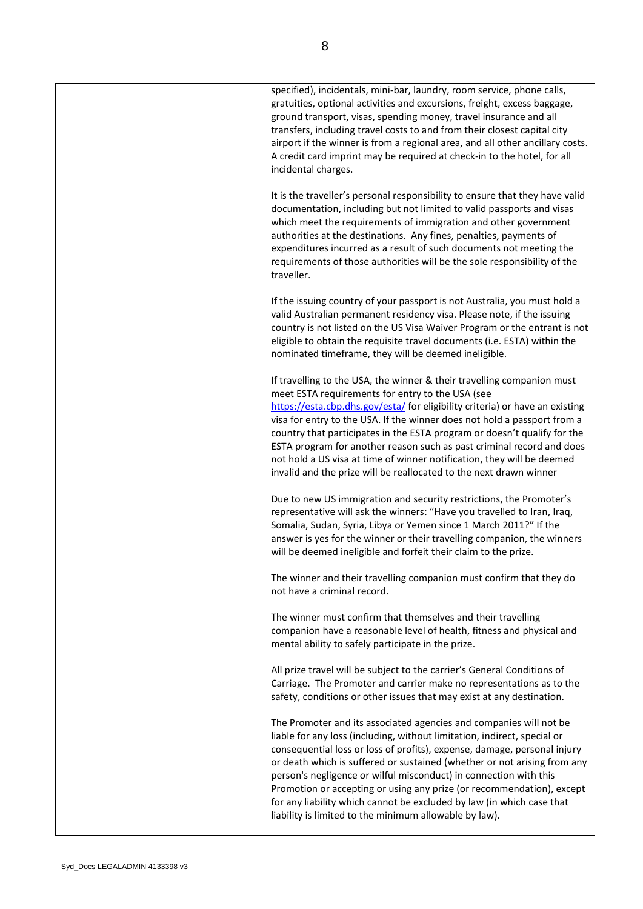| | specified), incidentals, mini-bar, laundry, room service, phone calls, gratuities, optional activities and excursions, freight, excess baggage, ground transport, visas, spending money, travel insurance and all transfers, including travel costs to and from their closest capital city airport if the winner is from a regional area, and all other ancillary costs. A credit card imprint may be required at check-in to the hotel, for all incidental charges.<br><br>It is the traveller's personal responsibility to ensure that they have valid documentation, including but not limited to valid passports and visas which meet the requirements of immigration and other government authorities at the destinations. Any fines, penalties, payments of expenditures incurred as a result of such documents not meeting the requirements of those authorities will be the sole responsibility of the traveller.<br><br>If the issuing country of your passport is not Australia, you must hold a valid Australian permanent residency visa. Please note, if the issuing country is not listed on the US Visa Waiver Program or the entrant is not eligible to obtain the requisite travel documents (i.e. ESTA) within the nominated timeframe, they will be deemed ineligible.<br><br>If travelling to the USA, the winner & their travelling companion must meet ESTA requirements for entry to the USA (see https://esta.cbp.dhs.gov/esta/ for eligibility criteria) or have an existing visa for entry to the USA. If the winner does not hold a passport from a country that participates in the ESTA program or doesn't qualify for the ESTA program for another reason such as past criminal record and does not hold a US visa at time of winner notification, they will be deemed invalid and the prize will be reallocated to the next drawn winner<br><br>Due to new US immigration and security restrictions, the Promoter's representative will ask the winners: "Have you travelled to Iran, Iraq, Somalia, Sudan, Syria, Libya or Yemen since 1 March 2011?" If the answer is yes for the winner or their travelling companion, the winners will be deemed ineligible and forfeit their claim to the prize.<br><br>The winner and their travelling companion must confirm that they do not have a criminal record.<br><br>The winner must confirm that themselves and their travelling companion have a reasonable level of health, fitness and physical and mental ability to safely participate in the prize.<br><br>All prize travel will be subject to the carrier's General Conditions of Carriage. The Promoter and carrier make no representations as to the safety, conditions or other issues that may exist at any destination.<br><br>The Promoter and its associated agencies and companies will not be liable for any loss (including, without limitation, indirect, special or consequential loss or loss of profits), expense, damage, personal injury or death which is suffered or sustained (whether or not arising from any person's negligence or wilful misconduct) in connection with this Promotion or accepting or using any prize (or recommendation), except for any liability which cannot be excluded by law (in which case that liability is limited to the minimum allowable by law). |
|---|---|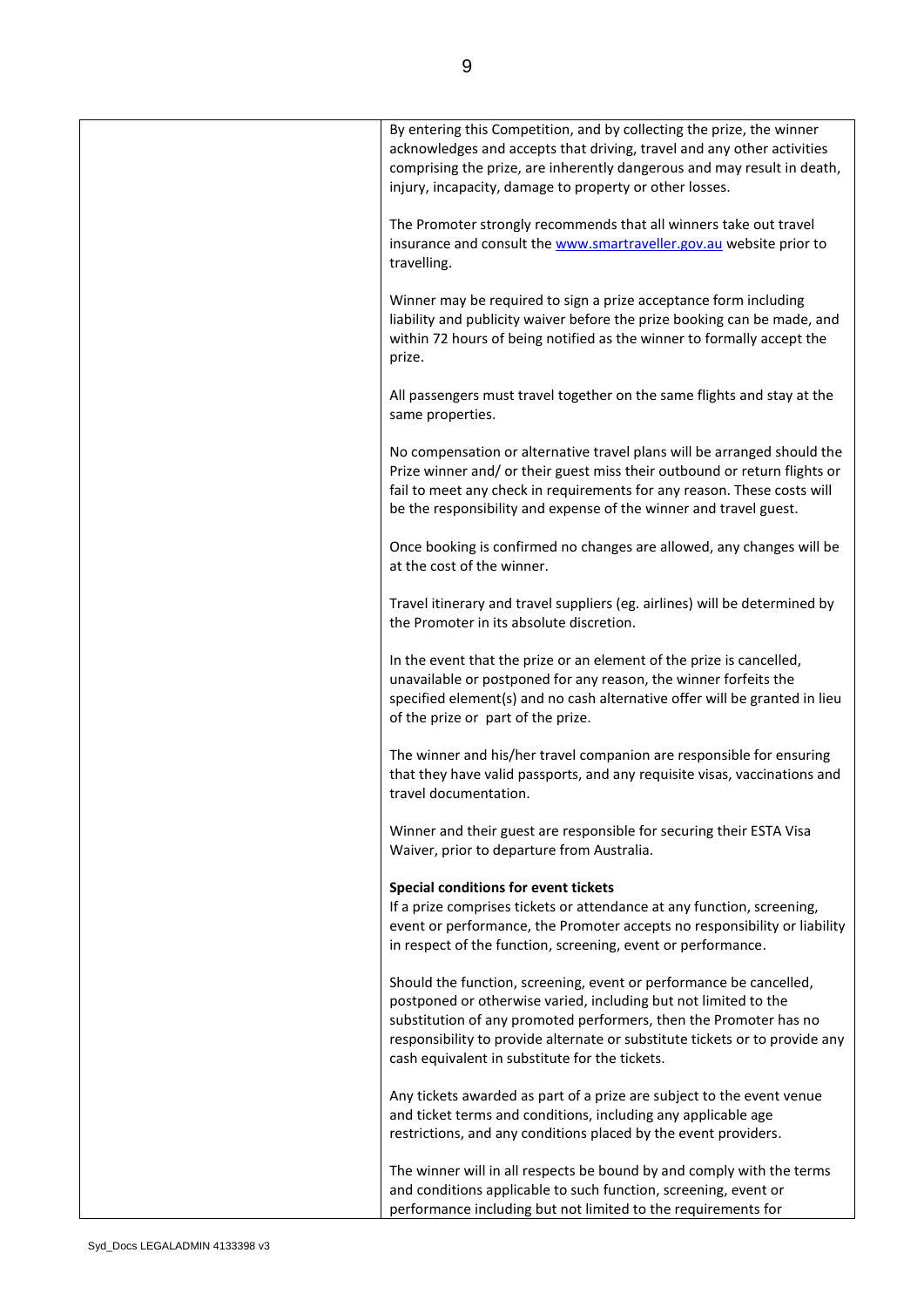| | |
|---|---|
| | By entering this Competition, and by collecting the prize, the winner acknowledges and accepts that driving, travel and any other activities comprising the prize, are inherently dangerous and may result in death, injury, incapacity, damage to property or other losses.<br><br>The Promoter strongly recommends that all winners take out travel insurance and consult the www.smartraveller.gov.au website prior to travelling.<br><br>Winner may be required to sign a prize acceptance form including liability and publicity waiver before the prize booking can be made, and within 72 hours of being notified as the winner to formally accept the prize.<br><br>All passengers must travel together on the same flights and stay at the same properties.<br><br>No compensation or alternative travel plans will be arranged should the Prize winner and/ or their guest miss their outbound or return flights or fail to meet any check in requirements for any reason. These costs will be the responsibility and expense of the winner and travel guest.<br><br>Once booking is confirmed no changes are allowed, any changes will be at the cost of the winner.<br><br>Travel itinerary and travel suppliers (eg. airlines) will be determined by the Promoter in its absolute discretion.<br><br>In the event that the prize or an element of the prize is cancelled, unavailable or postponed for any reason, the winner forfeits the specified element(s) and no cash alternative offer will be granted in lieu of the prize or part of the prize.<br><br>The winner and his/her travel companion are responsible for ensuring that they have valid passports, and any requisite visas, vaccinations and travel documentation.<br><br>Winner and their guest are responsible for securing their ESTA Visa Waiver, prior to departure from Australia.<br><br>**Special conditions for event tickets**<br>If a prize comprises tickets or attendance at any function, screening, event or performance, the Promoter accepts no responsibility or liability in respect of the function, screening, event or performance.<br><br>Should the function, screening, event or performance be cancelled, postponed or otherwise varied, including but not limited to the substitution of any promoted performers, then the Promoter has no responsibility to provide alternate or substitute tickets or to provide any cash equivalent in substitute for the tickets.<br><br>Any tickets awarded as part of a prize are subject to the event venue and ticket terms and conditions, including any applicable age restrictions, and any conditions placed by the event providers.<br><br>The winner will in all respects be bound by and comply with the terms and conditions applicable to such function, screening, event or performance including but not limited to the requirements for |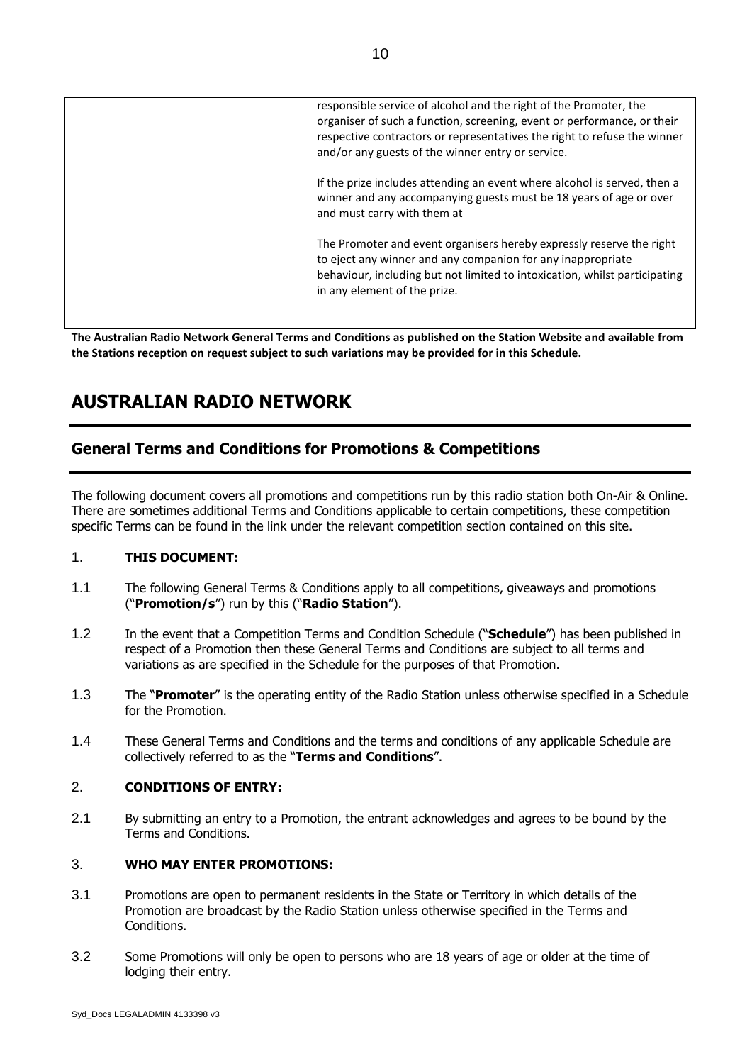| | |
|---|---|
| | responsible service of alcohol and the right of the Promoter, the organiser of such a function, screening, event or performance, or their respective contractors or representatives the right to refuse the winner and/or any guests of the winner entry or service.<br><br>If the prize includes attending an event where alcohol is served, then a winner and any accompanying guests must be 18 years of age or over and must carry with them at<br><br>The Promoter and event organisers hereby expressly reserve the right to eject any winner and any companion for any inappropriate behaviour, including but not limited to intoxication, whilst participating in any element of the prize. |

**The Australian Radio Network General Terms and Conditions as published on the Station Website and available from the Stations reception on request subject to such variations may be provided for in this Schedule.**

# AUSTRALIAN RADIO NETWORK

## General Terms and Conditions for Promotions & Competitions

The following document covers all promotions and competitions run by this radio station both On-Air & Online. There are sometimes additional Terms and Conditions applicable to certain competitions, these competition specific Terms can be found in the link under the relevant competition section contained on this site.

1. **THIS DOCUMENT:**

1.1 The following General Terms & Conditions apply to all competitions, giveaways and promotions ("**Promotion/s**") run by this ("**Radio Station**").

1.2 In the event that a Competition Terms and Condition Schedule ("**Schedule**") has been published in respect of a Promotion then these General Terms and Conditions are subject to all terms and variations as are specified in the Schedule for the purposes of that Promotion.

1.3 The "**Promoter**" is the operating entity of the Radio Station unless otherwise specified in a Schedule for the Promotion.

1.4 These General Terms and Conditions and the terms and conditions of any applicable Schedule are collectively referred to as the "**Terms and Conditions**".

2. **CONDITIONS OF ENTRY:**

2.1 By submitting an entry to a Promotion, the entrant acknowledges and agrees to be bound by the Terms and Conditions.

3. **WHO MAY ENTER PROMOTIONS:**

3.1 Promotions are open to permanent residents in the State or Territory in which details of the Promotion are broadcast by the Radio Station unless otherwise specified in the Terms and Conditions.

3.2 Some Promotions will only be open to persons who are 18 years of age or older at the time of lodging their entry.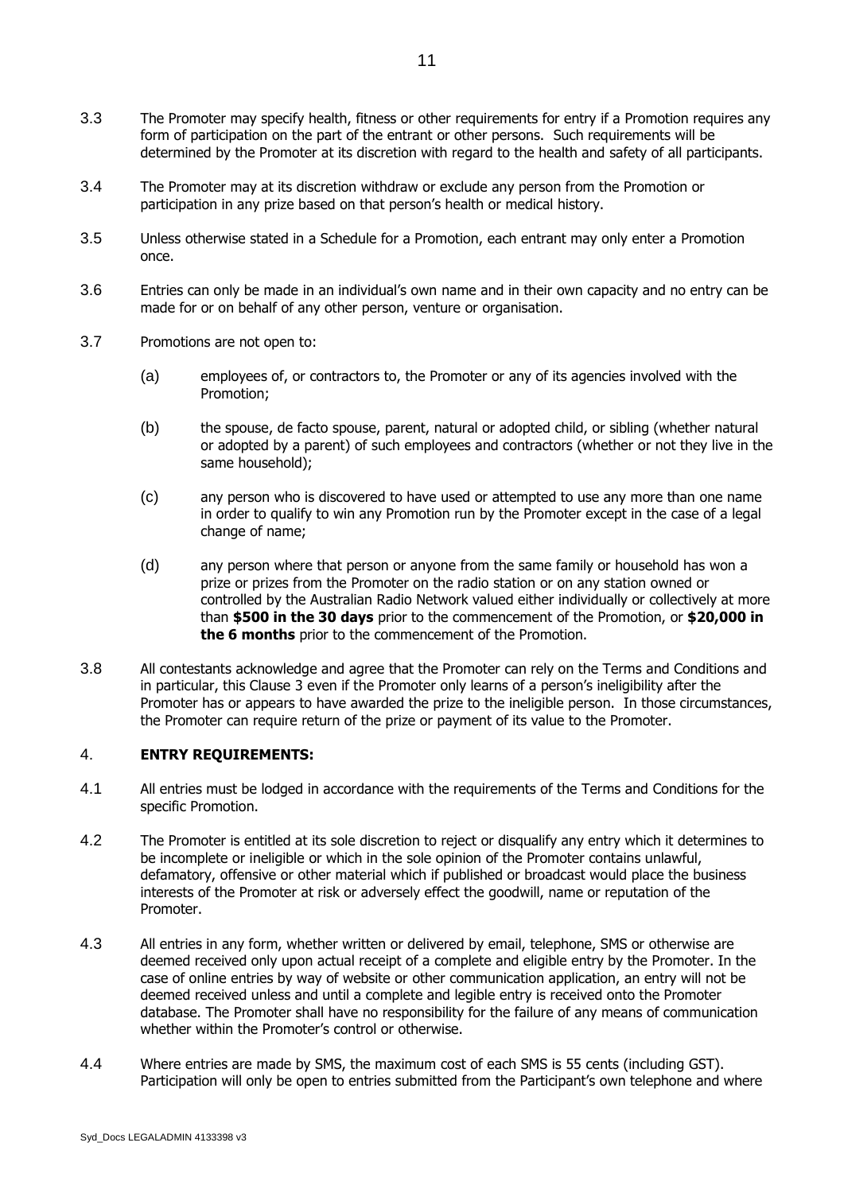3.3 The Promoter may specify health, fitness or other requirements for entry if a Promotion requires any form of participation on the part of the entrant or other persons. Such requirements will be determined by the Promoter at its discretion with regard to the health and safety of all participants.

3.4 The Promoter may at its discretion withdraw or exclude any person from the Promotion or participation in any prize based on that person's health or medical history.

3.5 Unless otherwise stated in a Schedule for a Promotion, each entrant may only enter a Promotion once.

3.6 Entries can only be made in an individual's own name and in their own capacity and no entry can be made for or on behalf of any other person, venture or organisation.

3.7 Promotions are not open to:

(a) employees of, or contractors to, the Promoter or any of its agencies involved with the Promotion;

(b) the spouse, de facto spouse, parent, natural or adopted child, or sibling (whether natural or adopted by a parent) of such employees and contractors (whether or not they live in the same household);

(c) any person who is discovered to have used or attempted to use any more than one name in order to qualify to win any Promotion run by the Promoter except in the case of a legal change of name;

(d) any person where that person or anyone from the same family or household has won a prize or prizes from the Promoter on the radio station or on any station owned or controlled by the Australian Radio Network valued either individually or collectively at more than **$500 in the 30 days** prior to the commencement of the Promotion, or **$20,000 in the 6 months** prior to the commencement of the Promotion.

3.8 All contestants acknowledge and agree that the Promoter can rely on the Terms and Conditions and in particular, this Clause 3 even if the Promoter only learns of a person's ineligibility after the Promoter has or appears to have awarded the prize to the ineligible person. In those circumstances, the Promoter can require return of the prize or payment of its value to the Promoter.

## 4. ENTRY REQUIREMENTS:

4.1 All entries must be lodged in accordance with the requirements of the Terms and Conditions for the specific Promotion.

4.2 The Promoter is entitled at its sole discretion to reject or disqualify any entry which it determines to be incomplete or ineligible or which in the sole opinion of the Promoter contains unlawful, defamatory, offensive or other material which if published or broadcast would place the business interests of the Promoter at risk or adversely effect the goodwill, name or reputation of the Promoter.

4.3 All entries in any form, whether written or delivered by email, telephone, SMS or otherwise are deemed received only upon actual receipt of a complete and eligible entry by the Promoter. In the case of online entries by way of website or other communication application, an entry will not be deemed received unless and until a complete and legible entry is received onto the Promoter database. The Promoter shall have no responsibility for the failure of any means of communication whether within the Promoter's control or otherwise.

4.4 Where entries are made by SMS, the maximum cost of each SMS is 55 cents (including GST). Participation will only be open to entries submitted from the Participant's own telephone and where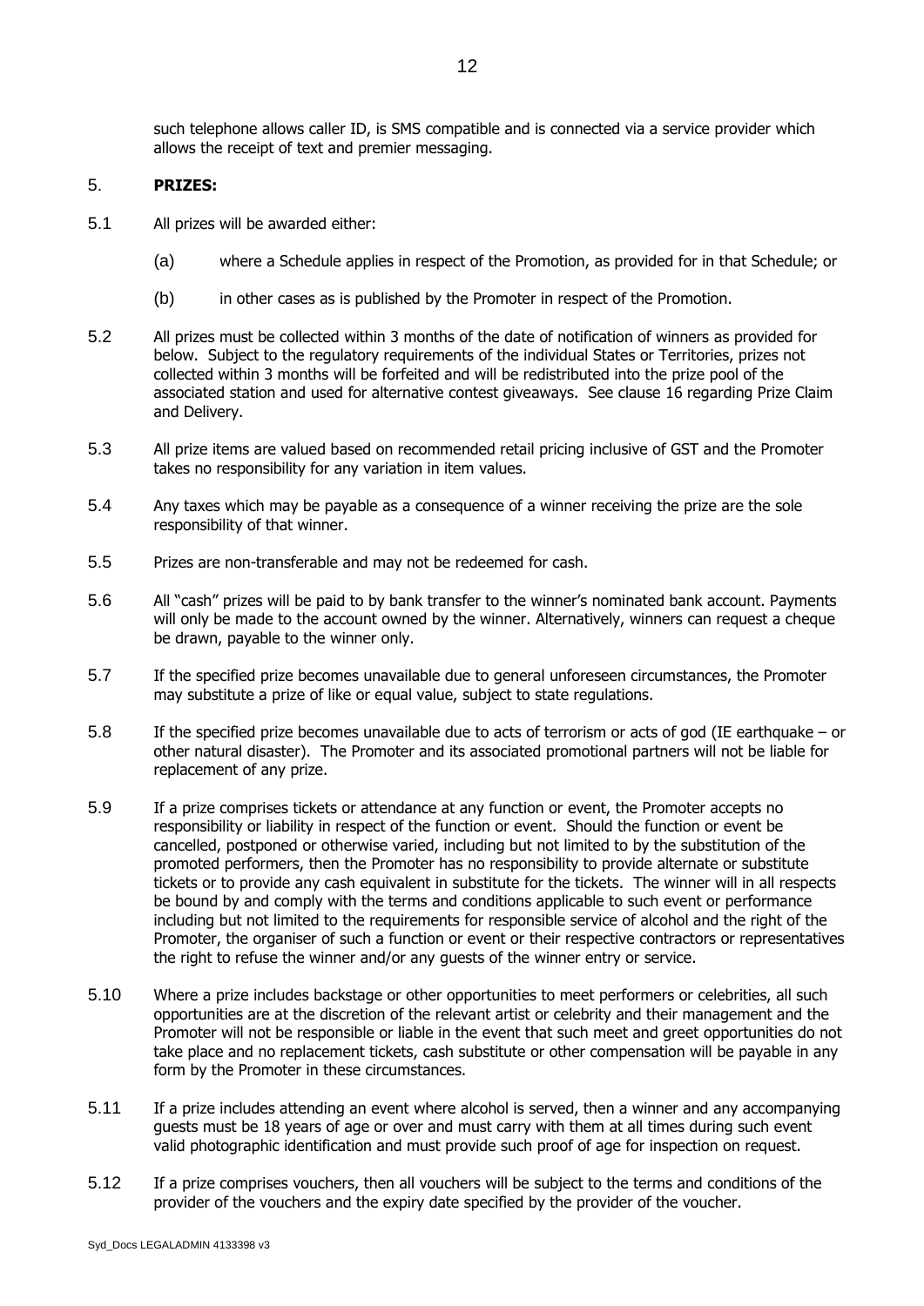such telephone allows caller ID, is SMS compatible and is connected via a service provider which allows the receipt of text and premier messaging.

## 5. PRIZES:

5.1 All prizes will be awarded either:

(a) where a Schedule applies in respect of the Promotion, as provided for in that Schedule; or

(b) in other cases as is published by the Promoter in respect of the Promotion.

5.2 All prizes must be collected within 3 months of the date of notification of winners as provided for below. Subject to the regulatory requirements of the individual States or Territories, prizes not collected within 3 months will be forfeited and will be redistributed into the prize pool of the associated station and used for alternative contest giveaways. See clause 16 regarding Prize Claim and Delivery.

5.3 All prize items are valued based on recommended retail pricing inclusive of GST and the Promoter takes no responsibility for any variation in item values.

5.4 Any taxes which may be payable as a consequence of a winner receiving the prize are the sole responsibility of that winner.

5.5 Prizes are non-transferable and may not be redeemed for cash.

5.6 All "cash" prizes will be paid to by bank transfer to the winner's nominated bank account. Payments will only be made to the account owned by the winner. Alternatively, winners can request a cheque be drawn, payable to the winner only.

5.7 If the specified prize becomes unavailable due to general unforeseen circumstances, the Promoter may substitute a prize of like or equal value, subject to state regulations.

5.8 If the specified prize becomes unavailable due to acts of terrorism or acts of god (IE earthquake – or other natural disaster). The Promoter and its associated promotional partners will not be liable for replacement of any prize.

5.9 If a prize comprises tickets or attendance at any function or event, the Promoter accepts no responsibility or liability in respect of the function or event. Should the function or event be cancelled, postponed or otherwise varied, including but not limited to by the substitution of the promoted performers, then the Promoter has no responsibility to provide alternate or substitute tickets or to provide any cash equivalent in substitute for the tickets. The winner will in all respects be bound by and comply with the terms and conditions applicable to such event or performance including but not limited to the requirements for responsible service of alcohol and the right of the Promoter, the organiser of such a function or event or their respective contractors or representatives the right to refuse the winner and/or any guests of the winner entry or service.

5.10 Where a prize includes backstage or other opportunities to meet performers or celebrities, all such opportunities are at the discretion of the relevant artist or celebrity and their management and the Promoter will not be responsible or liable in the event that such meet and greet opportunities do not take place and no replacement tickets, cash substitute or other compensation will be payable in any form by the Promoter in these circumstances.

5.11 If a prize includes attending an event where alcohol is served, then a winner and any accompanying guests must be 18 years of age or over and must carry with them at all times during such event valid photographic identification and must provide such proof of age for inspection on request.

5.12 If a prize comprises vouchers, then all vouchers will be subject to the terms and conditions of the provider of the vouchers and the expiry date specified by the provider of the voucher.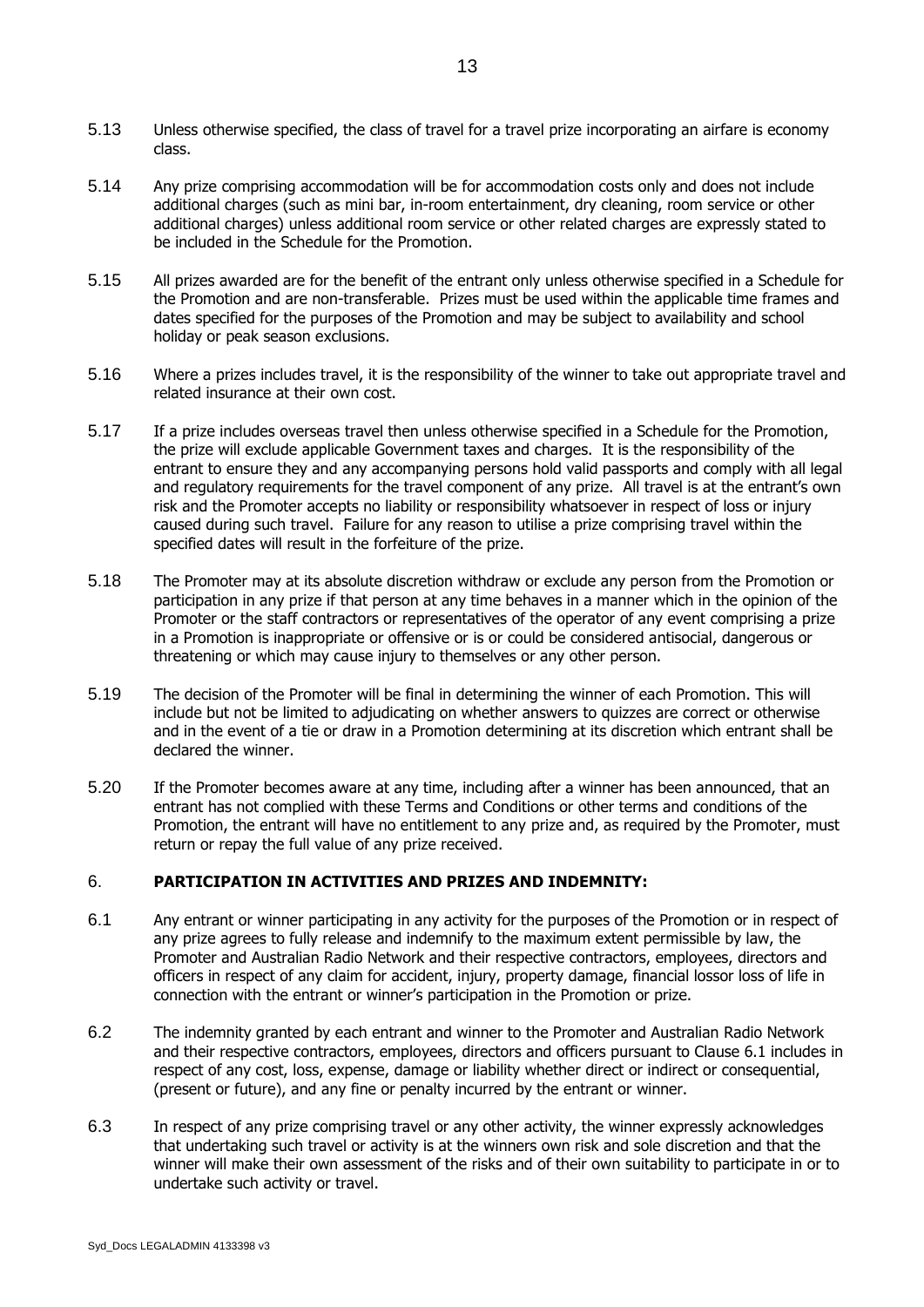5.13 Unless otherwise specified, the class of travel for a travel prize incorporating an airfare is economy class.

5.14 Any prize comprising accommodation will be for accommodation costs only and does not include additional charges (such as mini bar, in-room entertainment, dry cleaning, room service or other additional charges) unless additional room service or other related charges are expressly stated to be included in the Schedule for the Promotion.

5.15 All prizes awarded are for the benefit of the entrant only unless otherwise specified in a Schedule for the Promotion and are non-transferable. Prizes must be used within the applicable time frames and dates specified for the purposes of the Promotion and may be subject to availability and school holiday or peak season exclusions.

5.16 Where a prizes includes travel, it is the responsibility of the winner to take out appropriate travel and related insurance at their own cost.

5.17 If a prize includes overseas travel then unless otherwise specified in a Schedule for the Promotion, the prize will exclude applicable Government taxes and charges. It is the responsibility of the entrant to ensure they and any accompanying persons hold valid passports and comply with all legal and regulatory requirements for the travel component of any prize. All travel is at the entrant's own risk and the Promoter accepts no liability or responsibility whatsoever in respect of loss or injury caused during such travel. Failure for any reason to utilise a prize comprising travel within the specified dates will result in the forfeiture of the prize.

5.18 The Promoter may at its absolute discretion withdraw or exclude any person from the Promotion or participation in any prize if that person at any time behaves in a manner which in the opinion of the Promoter or the staff contractors or representatives of the operator of any event comprising a prize in a Promotion is inappropriate or offensive or is or could be considered antisocial, dangerous or threatening or which may cause injury to themselves or any other person.

5.19 The decision of the Promoter will be final in determining the winner of each Promotion. This will include but not be limited to adjudicating on whether answers to quizzes are correct or otherwise and in the event of a tie or draw in a Promotion determining at its discretion which entrant shall be declared the winner.

5.20 If the Promoter becomes aware at any time, including after a winner has been announced, that an entrant has not complied with these Terms and Conditions or other terms and conditions of the Promotion, the entrant will have no entitlement to any prize and, as required by the Promoter, must return or repay the full value of any prize received.

## 6. PARTICIPATION IN ACTIVITIES AND PRIZES AND INDEMNITY:

6.1 Any entrant or winner participating in any activity for the purposes of the Promotion or in respect of any prize agrees to fully release and indemnify to the maximum extent permissible by law, the Promoter and Australian Radio Network and their respective contractors, employees, directors and officers in respect of any claim for accident, injury, property damage, financial lossor loss of life in connection with the entrant or winner's participation in the Promotion or prize.

6.2 The indemnity granted by each entrant and winner to the Promoter and Australian Radio Network and their respective contractors, employees, directors and officers pursuant to Clause 6.1 includes in respect of any cost, loss, expense, damage or liability whether direct or indirect or consequential, (present or future), and any fine or penalty incurred by the entrant or winner.

6.3 In respect of any prize comprising travel or any other activity, the winner expressly acknowledges that undertaking such travel or activity is at the winners own risk and sole discretion and that the winner will make their own assessment of the risks and of their own suitability to participate in or to undertake such activity or travel.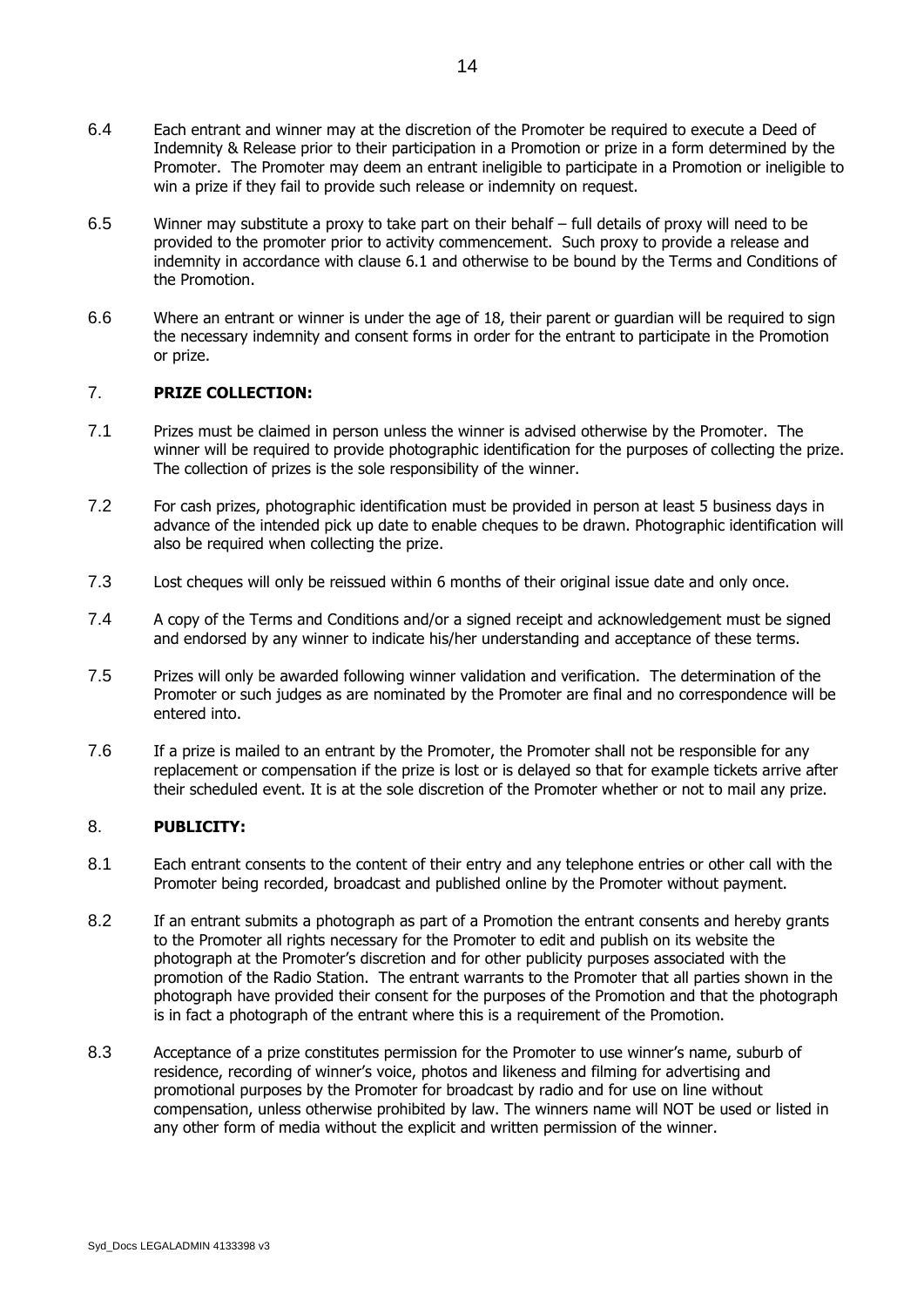6.4 Each entrant and winner may at the discretion of the Promoter be required to execute a Deed of Indemnity & Release prior to their participation in a Promotion or prize in a form determined by the Promoter. The Promoter may deem an entrant ineligible to participate in a Promotion or ineligible to win a prize if they fail to provide such release or indemnity on request.

6.5 Winner may substitute a proxy to take part on their behalf – full details of proxy will need to be provided to the promoter prior to activity commencement. Such proxy to provide a release and indemnity in accordance with clause 6.1 and otherwise to be bound by the Terms and Conditions of the Promotion.

6.6 Where an entrant or winner is under the age of 18, their parent or guardian will be required to sign the necessary indemnity and consent forms in order for the entrant to participate in the Promotion or prize.

## 7. PRIZE COLLECTION:

7.1 Prizes must be claimed in person unless the winner is advised otherwise by the Promoter. The winner will be required to provide photographic identification for the purposes of collecting the prize. The collection of prizes is the sole responsibility of the winner.

7.2 For cash prizes, photographic identification must be provided in person at least 5 business days in advance of the intended pick up date to enable cheques to be drawn. Photographic identification will also be required when collecting the prize.

7.3 Lost cheques will only be reissued within 6 months of their original issue date and only once.

7.4 A copy of the Terms and Conditions and/or a signed receipt and acknowledgement must be signed and endorsed by any winner to indicate his/her understanding and acceptance of these terms.

7.5 Prizes will only be awarded following winner validation and verification. The determination of the Promoter or such judges as are nominated by the Promoter are final and no correspondence will be entered into.

7.6 If a prize is mailed to an entrant by the Promoter, the Promoter shall not be responsible for any replacement or compensation if the prize is lost or is delayed so that for example tickets arrive after their scheduled event. It is at the sole discretion of the Promoter whether or not to mail any prize.

## 8. PUBLICITY:

8.1 Each entrant consents to the content of their entry and any telephone entries or other call with the Promoter being recorded, broadcast and published online by the Promoter without payment.

8.2 If an entrant submits a photograph as part of a Promotion the entrant consents and hereby grants to the Promoter all rights necessary for the Promoter to edit and publish on its website the photograph at the Promoter's discretion and for other publicity purposes associated with the promotion of the Radio Station. The entrant warrants to the Promoter that all parties shown in the photograph have provided their consent for the purposes of the Promotion and that the photograph is in fact a photograph of the entrant where this is a requirement of the Promotion.

8.3 Acceptance of a prize constitutes permission for the Promoter to use winner's name, suburb of residence, recording of winner's voice, photos and likeness and filming for advertising and promotional purposes by the Promoter for broadcast by radio and for use on line without compensation, unless otherwise prohibited by law. The winners name will NOT be used or listed in any other form of media without the explicit and written permission of the winner.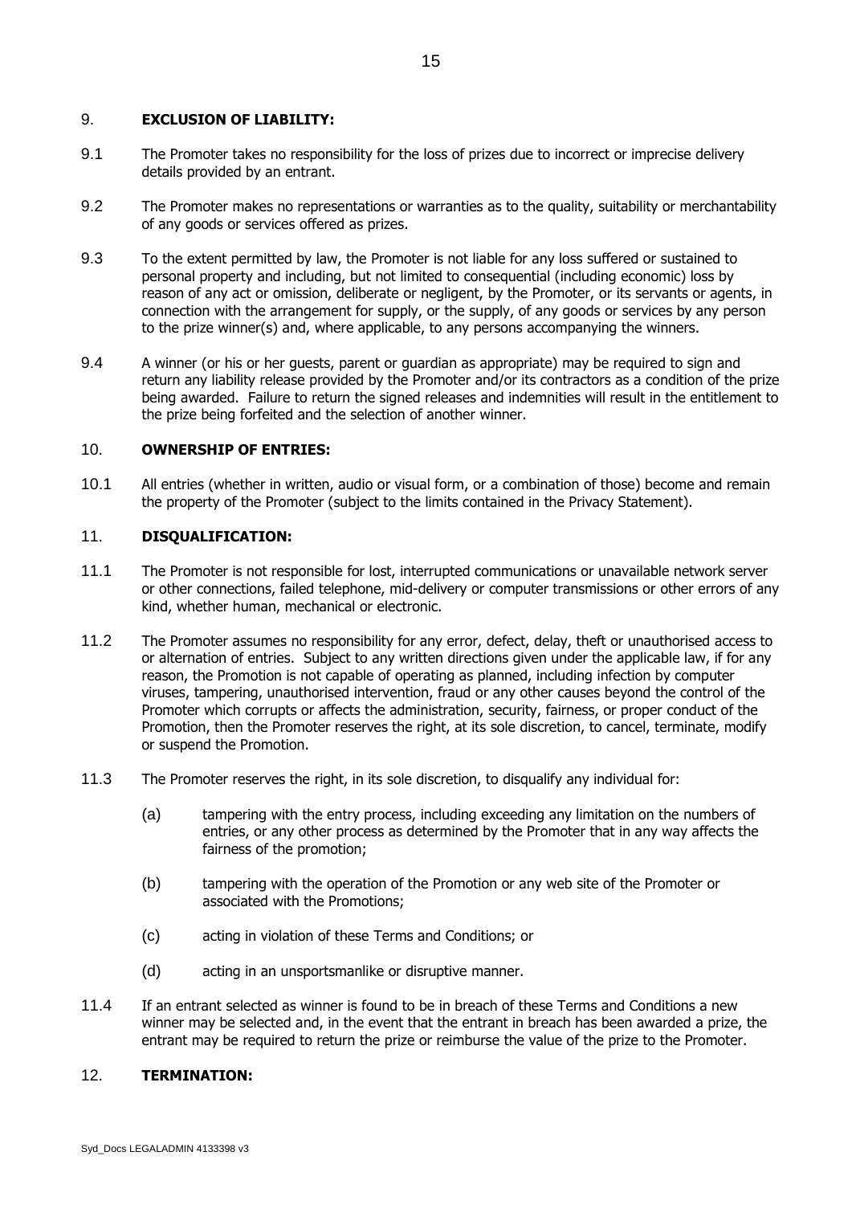## 9. EXCLUSION OF LIABILITY:

9.1 The Promoter takes no responsibility for the loss of prizes due to incorrect or imprecise delivery details provided by an entrant.

9.2 The Promoter makes no representations or warranties as to the quality, suitability or merchantability of any goods or services offered as prizes.

9.3 To the extent permitted by law, the Promoter is not liable for any loss suffered or sustained to personal property and including, but not limited to consequential (including economic) loss by reason of any act or omission, deliberate or negligent, by the Promoter, or its servants or agents, in connection with the arrangement for supply, or the supply, of any goods or services by any person to the prize winner(s) and, where applicable, to any persons accompanying the winners.

9.4 A winner (or his or her guests, parent or guardian as appropriate) may be required to sign and return any liability release provided by the Promoter and/or its contractors as a condition of the prize being awarded. Failure to return the signed releases and indemnities will result in the entitlement to the prize being forfeited and the selection of another winner.

## 10. OWNERSHIP OF ENTRIES:

10.1 All entries (whether in written, audio or visual form, or a combination of those) become and remain the property of the Promoter (subject to the limits contained in the Privacy Statement).

## 11. DISQUALIFICATION:

11.1 The Promoter is not responsible for lost, interrupted communications or unavailable network server or other connections, failed telephone, mid-delivery or computer transmissions or other errors of any kind, whether human, mechanical or electronic.

11.2 The Promoter assumes no responsibility for any error, defect, delay, theft or unauthorised access to or alternation of entries. Subject to any written directions given under the applicable law, if for any reason, the Promotion is not capable of operating as planned, including infection by computer viruses, tampering, unauthorised intervention, fraud or any other causes beyond the control of the Promoter which corrupts or affects the administration, security, fairness, or proper conduct of the Promotion, then the Promoter reserves the right, at its sole discretion, to cancel, terminate, modify or suspend the Promotion.

11.3 The Promoter reserves the right, in its sole discretion, to disqualify any individual for:

(a) tampering with the entry process, including exceeding any limitation on the numbers of entries, or any other process as determined by the Promoter that in any way affects the fairness of the promotion;

(b) tampering with the operation of the Promotion or any web site of the Promoter or associated with the Promotions;

(c) acting in violation of these Terms and Conditions; or

(d) acting in an unsportsmanlike or disruptive manner.

11.4 If an entrant selected as winner is found to be in breach of these Terms and Conditions a new winner may be selected and, in the event that the entrant in breach has been awarded a prize, the entrant may be required to return the prize or reimburse the value of the prize to the Promoter.

## 12. TERMINATION: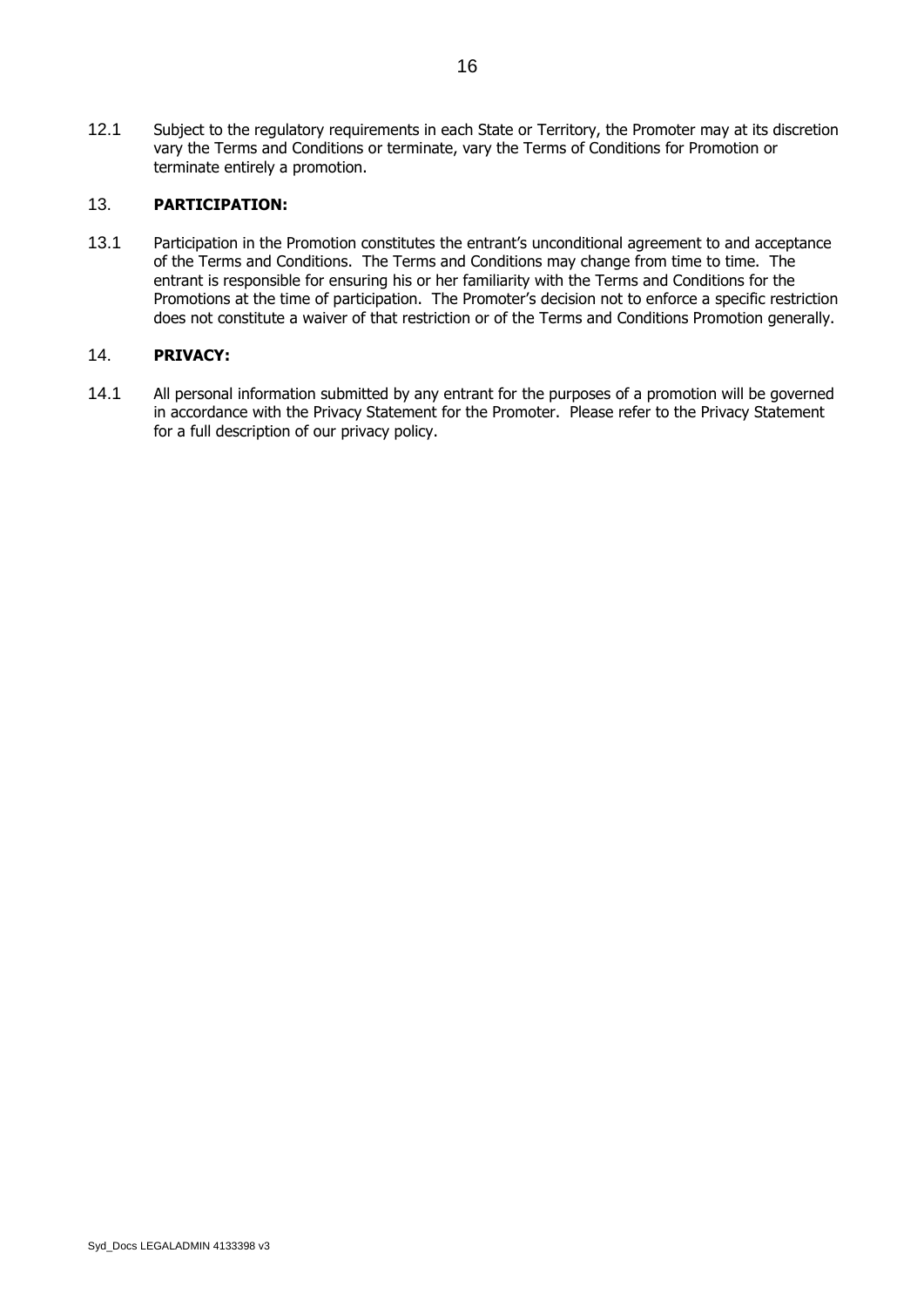12.1 Subject to the regulatory requirements in each State or Territory, the Promoter may at its discretion vary the Terms and Conditions or terminate, vary the Terms of Conditions for Promotion or terminate entirely a promotion.

## 13. **PARTICIPATION:**

13.1 Participation in the Promotion constitutes the entrant's unconditional agreement to and acceptance of the Terms and Conditions. The Terms and Conditions may change from time to time. The entrant is responsible for ensuring his or her familiarity with the Terms and Conditions for the Promotions at the time of participation. The Promoter's decision not to enforce a specific restriction does not constitute a waiver of that restriction or of the Terms and Conditions Promotion generally.

## 14. **PRIVACY:**

14.1 All personal information submitted by any entrant for the purposes of a promotion will be governed in accordance with the Privacy Statement for the Promoter. Please refer to the Privacy Statement for a full description of our privacy policy.

Syd_Docs LEGALADMIN 4133398 v3